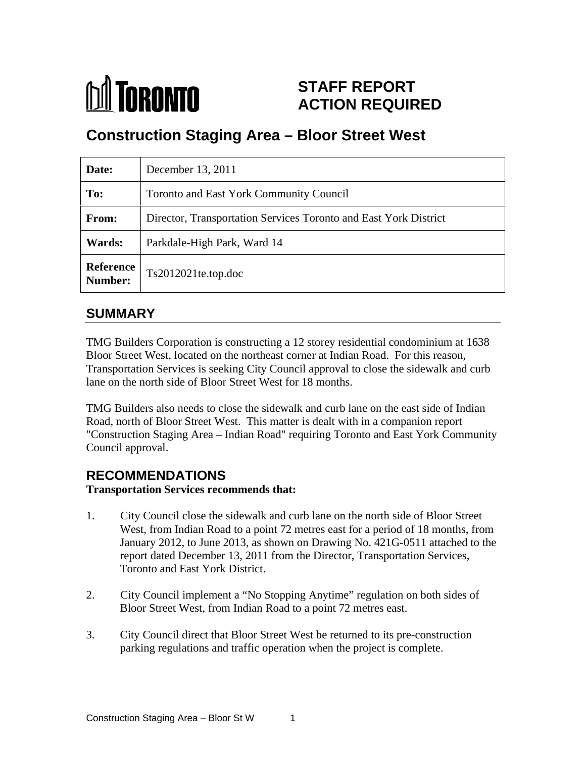# TORONTO

**STAFF REPORT**
**ACTION REQUIRED**

## Construction Staging Area – Bloor Street West

| | |
|---|---|
| **Date:** | December 13, 2011 |
| **To:** | Toronto and East York Community Council |
| **From:** | Director, Transportation Services Toronto and East York District |
| **Wards:** | Parkdale-High Park, Ward 14 |
| **Reference Number:** | Ts2012021te.top.doc |

## SUMMARY

TMG Builders Corporation is constructing a 12 storey residential condominium at 1638 Bloor Street West, located on the northeast corner at Indian Road. For this reason, Transportation Services is seeking City Council approval to close the sidewalk and curb lane on the north side of Bloor Street West for 18 months.

TMG Builders also needs to close the sidewalk and curb lane on the east side of Indian Road, north of Bloor Street West. This matter is dealt with in a companion report "Construction Staging Area – Indian Road" requiring Toronto and East York Community Council approval.

## RECOMMENDATIONS

**Transportation Services recommends that:**

1. City Council close the sidewalk and curb lane on the north side of Bloor Street West, from Indian Road to a point 72 metres east for a period of 18 months, from January 2012, to June 2013, as shown on Drawing No. 421G-0511 attached to the report dated December 13, 2011 from the Director, Transportation Services, Toronto and East York District.

2. City Council implement a "No Stopping Anytime" regulation on both sides of Bloor Street West, from Indian Road to a point 72 metres east.

3. City Council direct that Bloor Street West be returned to its pre-construction parking regulations and traffic operation when the project is complete.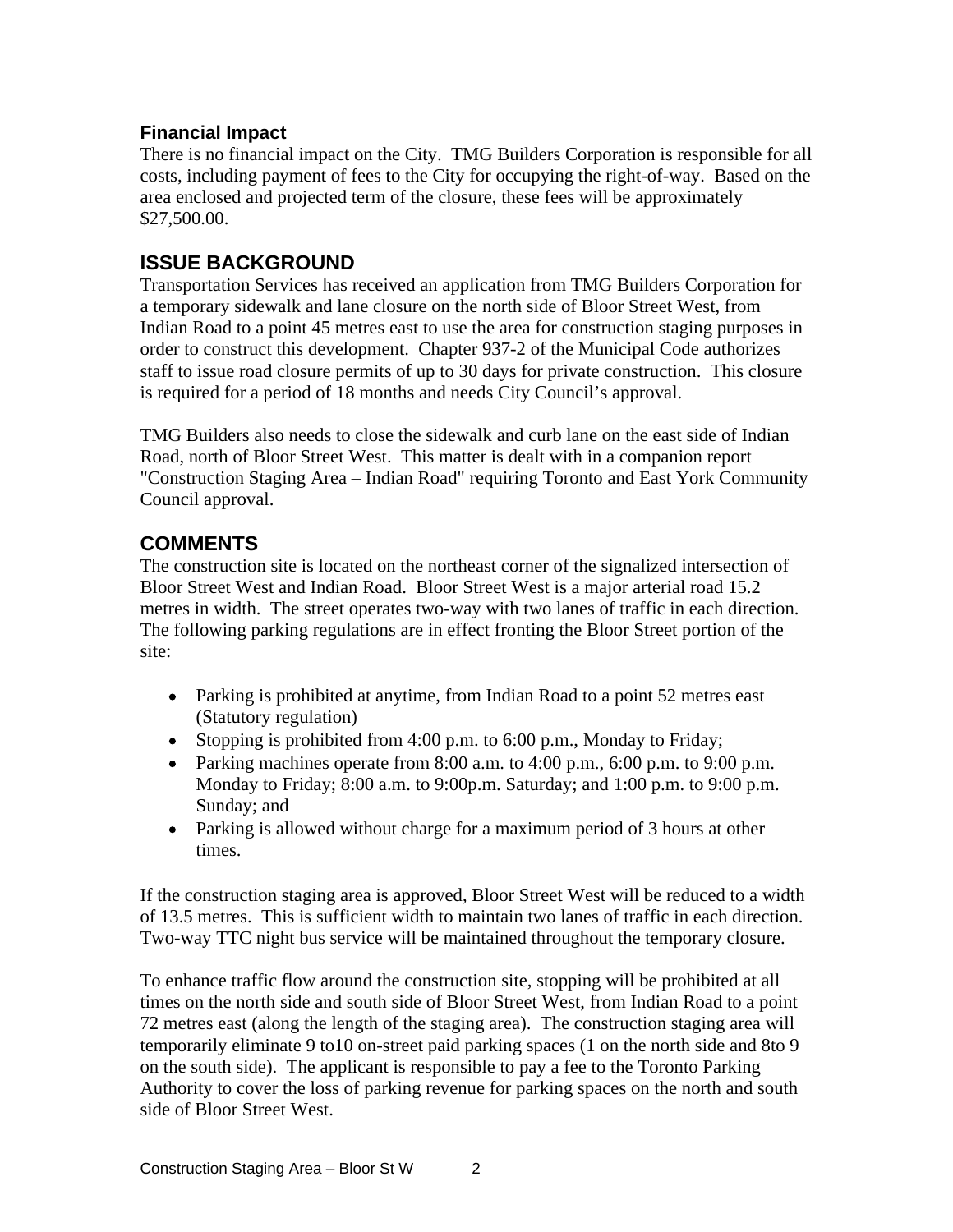### Financial Impact

There is no financial impact on the City. TMG Builders Corporation is responsible for all costs, including payment of fees to the City for occupying the right-of-way. Based on the area enclosed and projected term of the closure, these fees will be approximately $27,500.00.

## ISSUE BACKGROUND

Transportation Services has received an application from TMG Builders Corporation for a temporary sidewalk and lane closure on the north side of Bloor Street West, from Indian Road to a point 45 metres east to use the area for construction staging purposes in order to construct this development. Chapter 937-2 of the Municipal Code authorizes staff to issue road closure permits of up to 30 days for private construction. This closure is required for a period of 18 months and needs City Council's approval.

TMG Builders also needs to close the sidewalk and curb lane on the east side of Indian Road, north of Bloor Street West. This matter is dealt with in a companion report "Construction Staging Area – Indian Road" requiring Toronto and East York Community Council approval.

## COMMENTS

The construction site is located on the northeast corner of the signalized intersection of Bloor Street West and Indian Road. Bloor Street West is a major arterial road 15.2 metres in width. The street operates two-way with two lanes of traffic in each direction. The following parking regulations are in effect fronting the Bloor Street portion of the site:

- Parking is prohibited at anytime, from Indian Road to a point 52 metres east (Statutory regulation)
- Stopping is prohibited from 4:00 p.m. to 6:00 p.m., Monday to Friday;
- Parking machines operate from 8:00 a.m. to 4:00 p.m., 6:00 p.m. to 9:00 p.m. Monday to Friday; 8:00 a.m. to 9:00p.m. Saturday; and 1:00 p.m. to 9:00 p.m. Sunday; and
- Parking is allowed without charge for a maximum period of 3 hours at other times.

If the construction staging area is approved, Bloor Street West will be reduced to a width of 13.5 metres. This is sufficient width to maintain two lanes of traffic in each direction. Two-way TTC night bus service will be maintained throughout the temporary closure.

To enhance traffic flow around the construction site, stopping will be prohibited at all times on the north side and south side of Bloor Street West, from Indian Road to a point 72 metres east (along the length of the staging area). The construction staging area will temporarily eliminate 9 to10 on-street paid parking spaces (1 on the north side and 8to 9 on the south side). The applicant is responsible to pay a fee to the Toronto Parking Authority to cover the loss of parking revenue for parking spaces on the north and south side of Bloor Street West.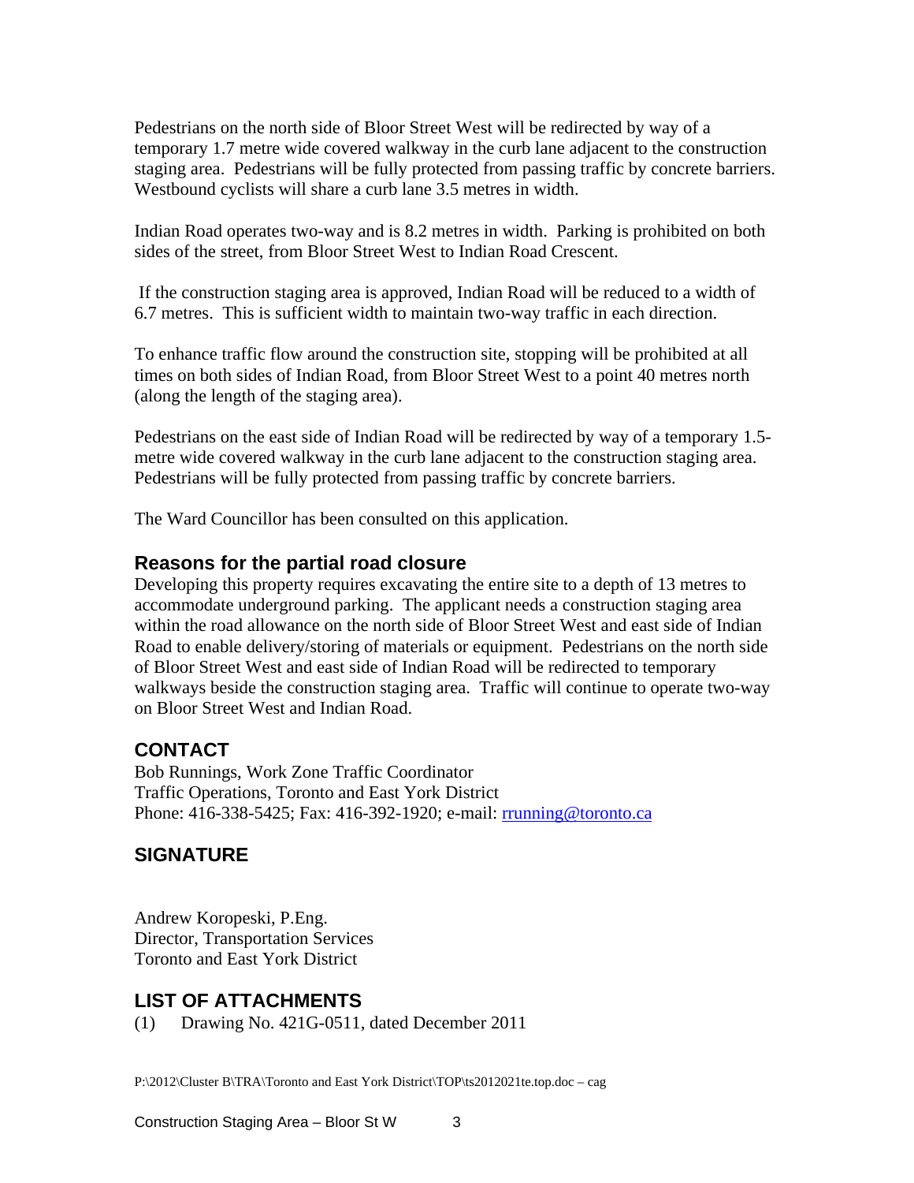Pedestrians on the north side of Bloor Street West will be redirected by way of a temporary 1.7 metre wide covered walkway in the curb lane adjacent to the construction staging area. Pedestrians will be fully protected from passing traffic by concrete barriers. Westbound cyclists will share a curb lane 3.5 metres in width.

Indian Road operates two-way and is 8.2 metres in width. Parking is prohibited on both sides of the street, from Bloor Street West to Indian Road Crescent.

If the construction staging area is approved, Indian Road will be reduced to a width of 6.7 metres. This is sufficient width to maintain two-way traffic in each direction.

To enhance traffic flow around the construction site, stopping will be prohibited at all times on both sides of Indian Road, from Bloor Street West to a point 40 metres north (along the length of the staging area).

Pedestrians on the east side of Indian Road will be redirected by way of a temporary 1.5-metre wide covered walkway in the curb lane adjacent to the construction staging area. Pedestrians will be fully protected from passing traffic by concrete barriers.

The Ward Councillor has been consulted on this application.

## Reasons for the partial road closure

Developing this property requires excavating the entire site to a depth of 13 metres to accommodate underground parking. The applicant needs a construction staging area within the road allowance on the north side of Bloor Street West and east side of Indian Road to enable delivery/storing of materials or equipment. Pedestrians on the north side of Bloor Street West and east side of Indian Road will be redirected to temporary walkways beside the construction staging area. Traffic will continue to operate two-way on Bloor Street West and Indian Road.

## CONTACT

Bob Runnings, Work Zone Traffic Coordinator
Traffic Operations, Toronto and East York District
Phone: 416-338-5425; Fax: 416-392-1920; e-mail: rrunning@toronto.ca

## SIGNATURE

Andrew Koropeski, P.Eng.
Director, Transportation Services
Toronto and East York District

## LIST OF ATTACHMENTS

(1) Drawing No. 421G-0511, dated December 2011

P:\2012\Cluster B\TRA\Toronto and East York District\TOP\ts2012021te.top.doc – cag